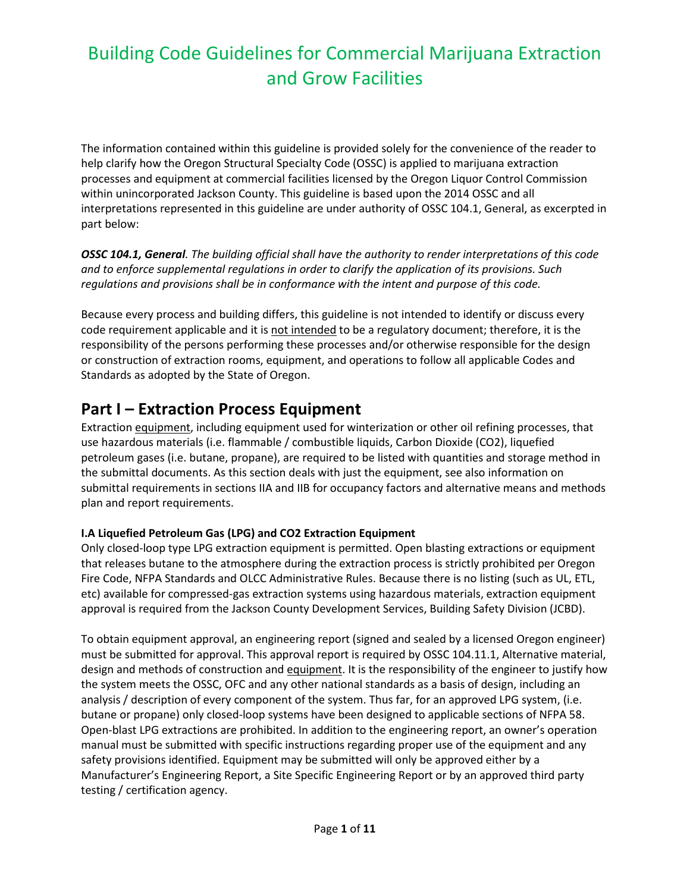# Building Code Guidelines for Commercial Marijuana Extraction and Grow Facilities

The information contained within this guideline is provided solely for the convenience of the reader to help clarify how the Oregon Structural Specialty Code (OSSC) is applied to marijuana extraction processes and equipment at commercial facilities licensed by the Oregon Liquor Control Commission within unincorporated Jackson County. This guideline is based upon the 2014 OSSC and all interpretations represented in this guideline are under authority of OSSC 104.1, General, as excerpted in part below:

***OSSC 104.1, General****. The building official shall have the authority to render interpretations of this code and to enforce supplemental regulations in order to clarify the application of its provisions. Such regulations and provisions shall be in conformance with the intent and purpose of this code.*

Because every process and building differs, this guideline is not intended to identify or discuss every code requirement applicable and it is <u>not intended</u> to be a regulatory document; therefore, it is the responsibility of the persons performing these processes and/or otherwise responsible for the design or construction of extraction rooms, equipment, and operations to follow all applicable Codes and Standards as adopted by the State of Oregon.

## Part I – Extraction Process Equipment

Extraction <u>equipment</u>, including equipment used for winterization or other oil refining processes, that use hazardous materials (i.e. flammable / combustible liquids, Carbon Dioxide ($CO_2$), liquefied petroleum gases (i.e. butane, propane), are required to be listed with quantities and storage method in the submittal documents. As this section deals with just the equipment, see also information on submittal requirements in sections IIA and IIB for occupancy factors and alternative means and methods plan and report requirements.

### I.A Liquefied Petroleum Gas (LPG) and CO2 Extraction Equipment

Only closed-loop type LPG extraction equipment is permitted. Open blasting extractions or equipment that releases butane to the atmosphere during the extraction process is strictly prohibited per Oregon Fire Code, NFPA Standards and OLCC Administrative Rules. Because there is no listing (such as UL, ETL, etc) available for compressed-gas extraction systems using hazardous materials, extraction equipment approval is required from the Jackson County Development Services, Building Safety Division (JCBD).

To obtain equipment approval, an engineering report (signed and sealed by a licensed Oregon engineer) must be submitted for approval. This approval report is required by OSSC 104.11.1, Alternative material, design and methods of construction and <u>equipment</u>. It is the responsibility of the engineer to justify how the system meets the OSSC, OFC and any other national standards as a basis of design, including an analysis / description of every component of the system. Thus far, for an approved LPG system, (i.e. butane or propane) only closed-loop systems have been designed to applicable sections of NFPA 58. Open-blast LPG extractions are prohibited. In addition to the engineering report, an owner's operation manual must be submitted with specific instructions regarding proper use of the equipment and any safety provisions identified. Equipment may be submitted will only be approved either by a Manufacturer's Engineering Report, a Site Specific Engineering Report or by an approved third party testing / certification agency.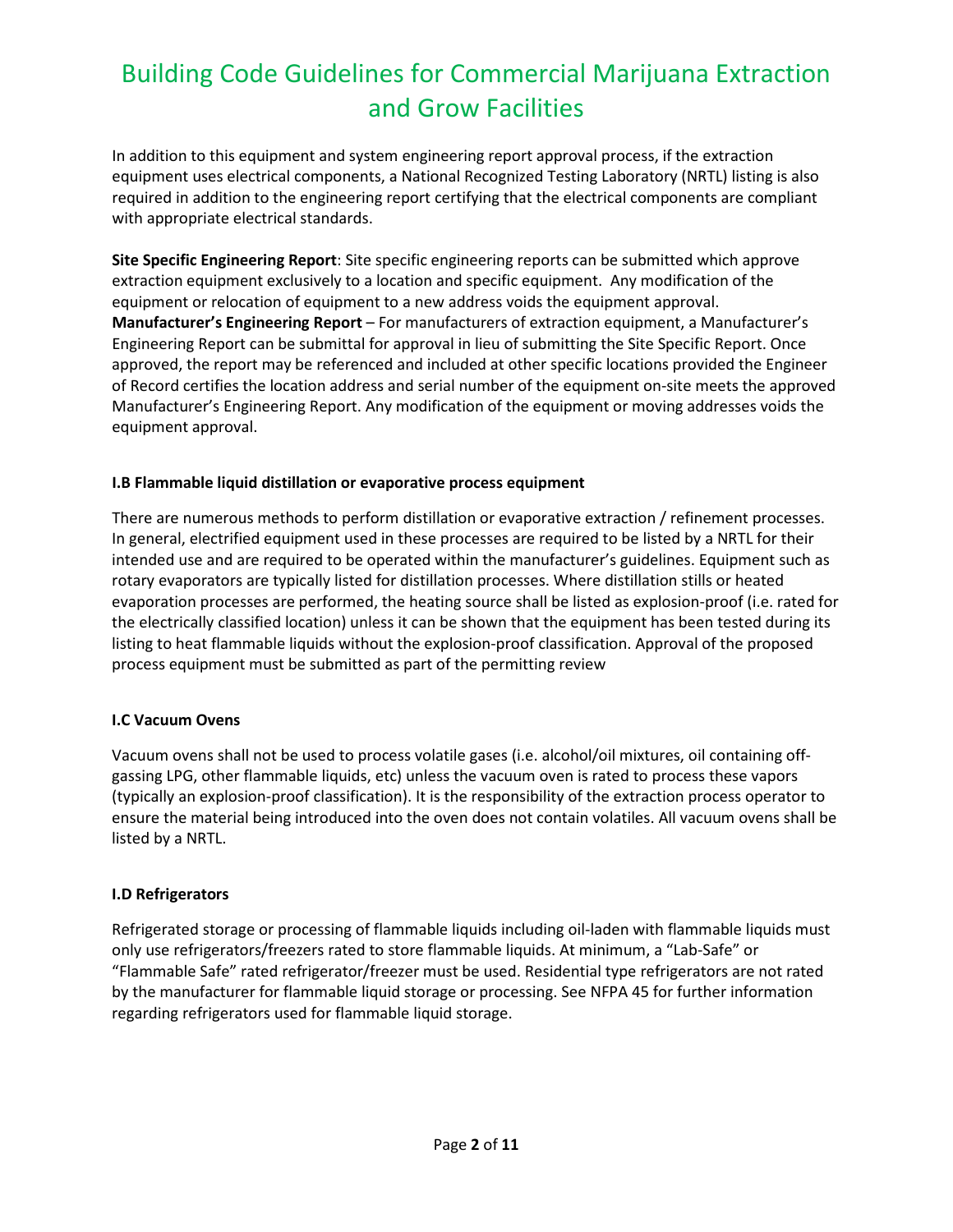In addition to this equipment and system engineering report approval process, if the extraction equipment uses electrical components, a National Recognized Testing Laboratory (NRTL) listing is also required in addition to the engineering report certifying that the electrical components are compliant with appropriate electrical standards.

**Site Specific Engineering Report**: Site specific engineering reports can be submitted which approve extraction equipment exclusively to a location and specific equipment. Any modification of the equipment or relocation of equipment to a new address voids the equipment approval.
**Manufacturer's Engineering Report** – For manufacturers of extraction equipment, a Manufacturer's Engineering Report can be submittal for approval in lieu of submitting the Site Specific Report. Once approved, the report may be referenced and included at other specific locations provided the Engineer of Record certifies the location address and serial number of the equipment on-site meets the approved Manufacturer's Engineering Report. Any modification of the equipment or moving addresses voids the equipment approval.

**I.B Flammable liquid distillation or evaporative process equipment**

There are numerous methods to perform distillation or evaporative extraction / refinement processes. In general, electrified equipment used in these processes are required to be listed by a NRTL for their intended use and are required to be operated within the manufacturer's guidelines. Equipment such as rotary evaporators are typically listed for distillation processes. Where distillation stills or heated evaporation processes are performed, the heating source shall be listed as explosion-proof (i.e. rated for the electrically classified location) unless it can be shown that the equipment has been tested during its listing to heat flammable liquids without the explosion-proof classification. Approval of the proposed process equipment must be submitted as part of the permitting review

**I.C Vacuum Ovens**

Vacuum ovens shall not be used to process volatile gases (i.e. alcohol/oil mixtures, oil containing off-gassing LPG, other flammable liquids, etc) unless the vacuum oven is rated to process these vapors (typically an explosion-proof classification). It is the responsibility of the extraction process operator to ensure the material being introduced into the oven does not contain volatiles. All vacuum ovens shall be listed by a NRTL.

**I.D Refrigerators**

Refrigerated storage or processing of flammable liquids including oil-laden with flammable liquids must only use refrigerators/freezers rated to store flammable liquids. At minimum, a "Lab-Safe" or "Flammable Safe" rated refrigerator/freezer must be used. Residential type refrigerators are not rated by the manufacturer for flammable liquid storage or processing. See NFPA 45 for further information regarding refrigerators used for flammable liquid storage.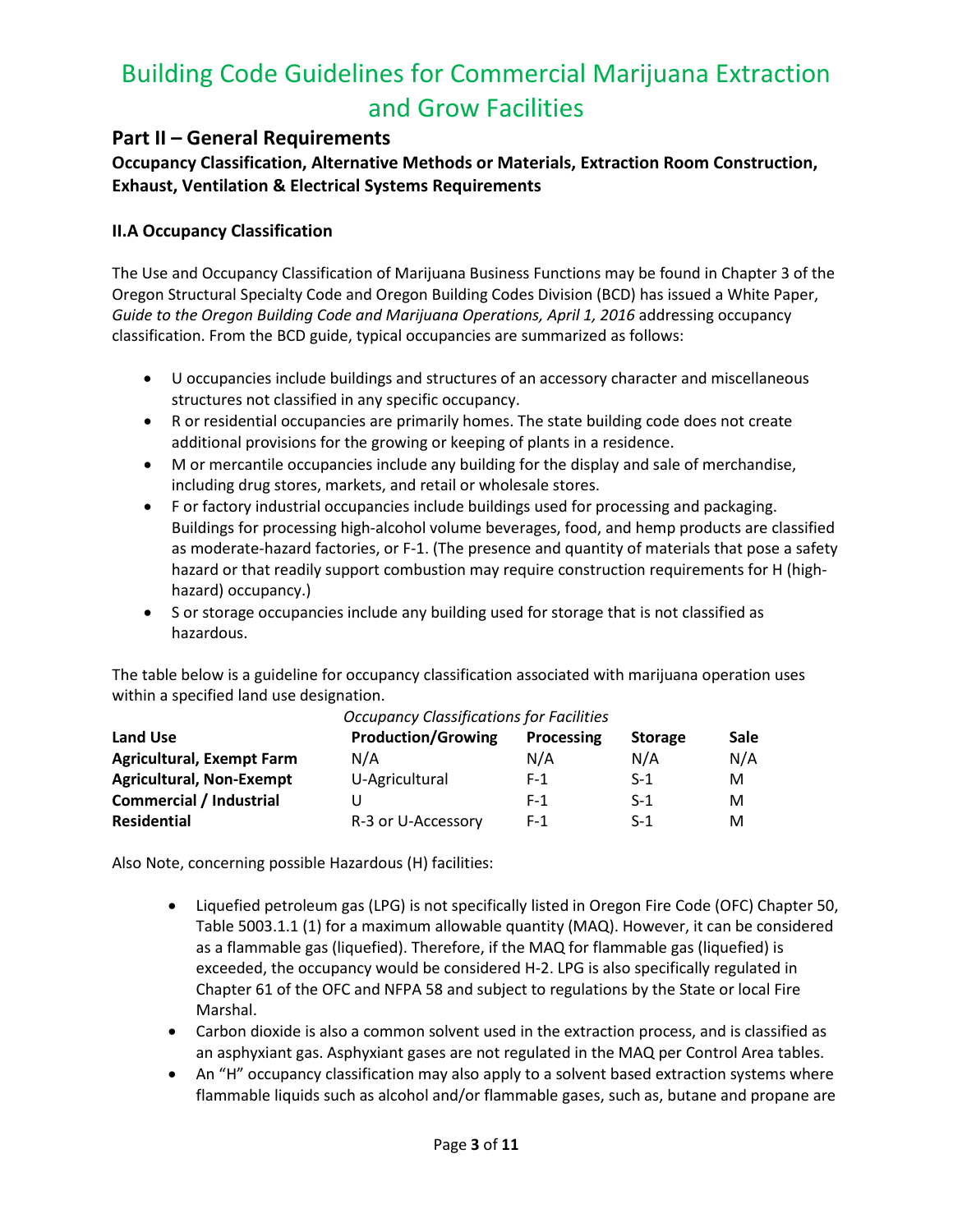# Building Code Guidelines for Commercial Marijuana Extraction and Grow Facilities

## Part II – General Requirements

**Occupancy Classification, Alternative Methods or Materials, Extraction Room Construction, Exhaust, Ventilation & Electrical Systems Requirements**

### II.A Occupancy Classification

The Use and Occupancy Classification of Marijuana Business Functions may be found in Chapter 3 of the Oregon Structural Specialty Code and Oregon Building Codes Division (BCD) has issued a White Paper, *Guide to the Oregon Building Code and Marijuana Operations, April 1, 2016* addressing occupancy classification. From the BCD guide, typical occupancies are summarized as follows:

- U occupancies include buildings and structures of an accessory character and miscellaneous structures not classified in any specific occupancy.
- R or residential occupancies are primarily homes. The state building code does not create additional provisions for the growing or keeping of plants in a residence.
- M or mercantile occupancies include any building for the display and sale of merchandise, including drug stores, markets, and retail or wholesale stores.
- F or factory industrial occupancies include buildings used for processing and packaging. Buildings for processing high-alcohol volume beverages, food, and hemp products are classified as moderate-hazard factories, or F-1. (The presence and quantity of materials that pose a safety hazard or that readily support combustion may require construction requirements for H (high-hazard) occupancy.)
- S or storage occupancies include any building used for storage that is not classified as hazardous.

The table below is a guideline for occupancy classification associated with marijuana operation uses within a specified land use designation.

*Occupancy Classifications for Facilities*

| Land Use | Production/Growing | Processing | Storage | Sale |
|---|---|---|---|---|
| **Agricultural, Exempt Farm** | N/A | N/A | N/A | N/A |
| **Agricultural, Non-Exempt** | U-Agricultural | F-1 | S-1 | M |
| **Commercial / Industrial** | U | F-1 | S-1 | M |
| **Residential** | R-3 or U-Accessory | F-1 | S-1 | M |

Also Note, concerning possible Hazardous (H) facilities:

- Liquefied petroleum gas (LPG) is not specifically listed in Oregon Fire Code (OFC) Chapter 50, Table 5003.1.1 (1) for a maximum allowable quantity (MAQ). However, it can be considered as a flammable gas (liquefied). Therefore, if the MAQ for flammable gas (liquefied) is exceeded, the occupancy would be considered H-2. LPG is also specifically regulated in Chapter 61 of the OFC and NFPA 58 and subject to regulations by the State or local Fire Marshal.
- Carbon dioxide is also a common solvent used in the extraction process, and is classified as an asphyxiant gas. Asphyxiant gases are not regulated in the MAQ per Control Area tables.
- An "H" occupancy classification may also apply to a solvent based extraction systems where flammable liquids such as alcohol and/or flammable gases, such as, butane and propane are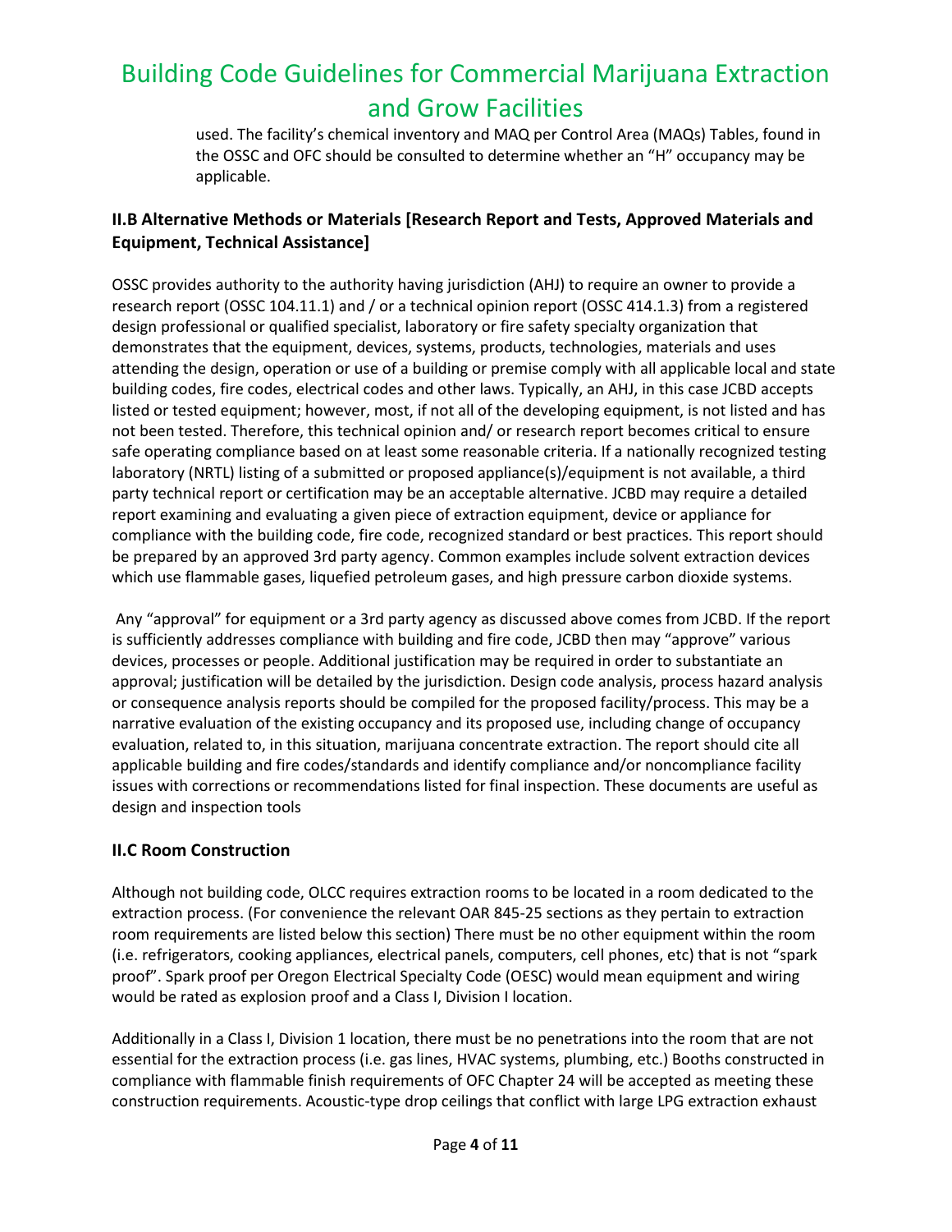used. The facility's chemical inventory and MAQ per Control Area (MAQs) Tables, found in the OSSC and OFC should be consulted to determine whether an "H" occupancy may be applicable.

### II.B Alternative Methods or Materials [Research Report and Tests, Approved Materials and Equipment, Technical Assistance]

OSSC provides authority to the authority having jurisdiction (AHJ) to require an owner to provide a research report (OSSC 104.11.1) and / or a technical opinion report (OSSC 414.1.3) from a registered design professional or qualified specialist, laboratory or fire safety specialty organization that demonstrates that the equipment, devices, systems, products, technologies, materials and uses attending the design, operation or use of a building or premise comply with all applicable local and state building codes, fire codes, electrical codes and other laws. Typically, an AHJ, in this case JCBD accepts listed or tested equipment; however, most, if not all of the developing equipment, is not listed and has not been tested. Therefore, this technical opinion and/ or research report becomes critical to ensure safe operating compliance based on at least some reasonable criteria. If a nationally recognized testing laboratory (NRTL) listing of a submitted or proposed appliance(s)/equipment is not available, a third party technical report or certification may be an acceptable alternative. JCBD may require a detailed report examining and evaluating a given piece of extraction equipment, device or appliance for compliance with the building code, fire code, recognized standard or best practices. This report should be prepared by an approved 3rd party agency. Common examples include solvent extraction devices which use flammable gases, liquefied petroleum gases, and high pressure carbon dioxide systems.

Any "approval" for equipment or a 3rd party agency as discussed above comes from JCBD. If the report is sufficiently addresses compliance with building and fire code, JCBD then may "approve" various devices, processes or people. Additional justification may be required in order to substantiate an approval; justification will be detailed by the jurisdiction. Design code analysis, process hazard analysis or consequence analysis reports should be compiled for the proposed facility/process. This may be a narrative evaluation of the existing occupancy and its proposed use, including change of occupancy evaluation, related to, in this situation, marijuana concentrate extraction. The report should cite all applicable building and fire codes/standards and identify compliance and/or noncompliance facility issues with corrections or recommendations listed for final inspection. These documents are useful as design and inspection tools

### II.C Room Construction

Although not building code, OLCC requires extraction rooms to be located in a room dedicated to the extraction process. (For convenience the relevant OAR 845-25 sections as they pertain to extraction room requirements are listed below this section) There must be no other equipment within the room (i.e. refrigerators, cooking appliances, electrical panels, computers, cell phones, etc) that is not "spark proof". Spark proof per Oregon Electrical Specialty Code (OESC) would mean equipment and wiring would be rated as explosion proof and a Class I, Division I location.

Additionally in a Class I, Division 1 location, there must be no penetrations into the room that are not essential for the extraction process (i.e. gas lines, HVAC systems, plumbing, etc.) Booths constructed in compliance with flammable finish requirements of OFC Chapter 24 will be accepted as meeting these construction requirements. Acoustic-type drop ceilings that conflict with large LPG extraction exhaust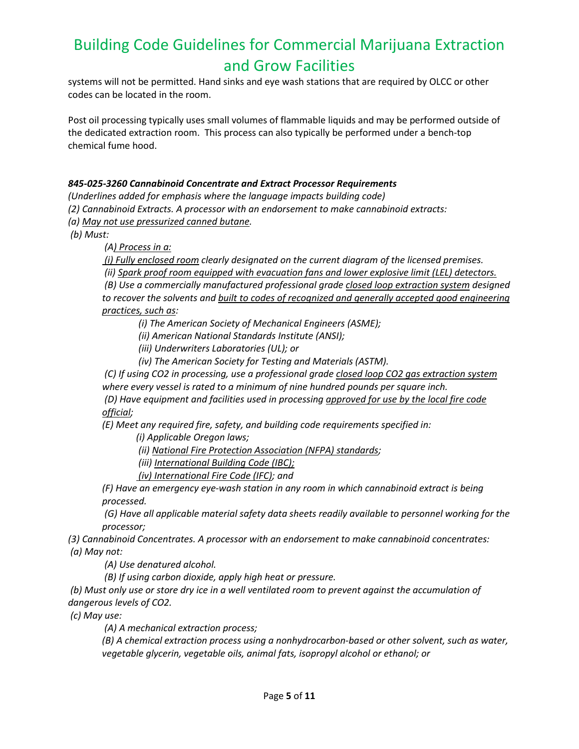systems will not be permitted. Hand sinks and eye wash stations that are required by OLCC or other codes can be located in the room.

Post oil processing typically uses small volumes of flammable liquids and may be performed outside of the dedicated extraction room. This process can also typically be performed under a bench-top chemical fume hood.

***845-025-3260 Cannabinoid Concentrate and Extract Processor Requirements***

*(Underlines added for emphasis where the language impacts building code)*

*(2) Cannabinoid Extracts. A processor with an endorsement to make cannabinoid extracts:*

*(a) <u>May not use pressurized canned butane</u>.*

*(b) Must:*

> *(A<u>) Process in a:</u>*
>
> *<u>(i) Fully enclosed room</u> clearly designated on the current diagram of the licensed premises.*
>
> *(ii) <u>Spark proof room equipped with evacuation fans and lower explosive limit (LEL) detectors.</u>*
>
> *(B) Use a commercially manufactured professional grade <u>closed loop extraction system</u> designed to recover the solvents and <u>built to codes of recognized and generally accepted good engineering practices, such as</u>:*
>
> > *(i) The American Society of Mechanical Engineers (ASME);*
> >
> > *(ii) American National Standards Institute (ANSI);*
> >
> > *(iii) Underwriters Laboratories (UL); or*
> >
> > *(iv) The American Society for Testing and Materials (ASTM).*
>
> *(C) If using CO2 in processing, use a professional grade <u>closed loop CO2 gas extraction system</u> where every vessel is rated to a minimum of nine hundred pounds per square inch.*
>
> *(D) Have equipment and facilities used in processing <u>approved for use by the local fire code official</u>;*
>
> *(E) Meet any required fire, safety, and building code requirements specified in:*
>
> > *(i) Applicable Oregon laws;*
> >
> > *(ii) <u>National Fire Protection Association (NFPA) standards</u>;*
> >
> > *(iii) <u>International Building Code (IBC);</u>*
> >
> > *<u>(iv) International Fire Code (IFC)</u>; and*
>
> *(F) Have an emergency eye-wash station in any room in which cannabinoid extract is being processed.*
>
> *(G) Have all applicable material safety data sheets readily available to personnel working for the processor;*

*(3) Cannabinoid Concentrates. A processor with an endorsement to make cannabinoid concentrates:*

*(a) May not:*

> *(A) Use denatured alcohol.*
>
> *(B) If using carbon dioxide, apply high heat or pressure.*

*(b) Must only use or store dry ice in a well ventilated room to prevent against the accumulation of dangerous levels of CO2.*

*(c) May use:*

> *(A) A mechanical extraction process;*
>
> *(B) A chemical extraction process using a nonhydrocarbon-based or other solvent, such as water, vegetable glycerin, vegetable oils, animal fats, isopropyl alcohol or ethanol; or*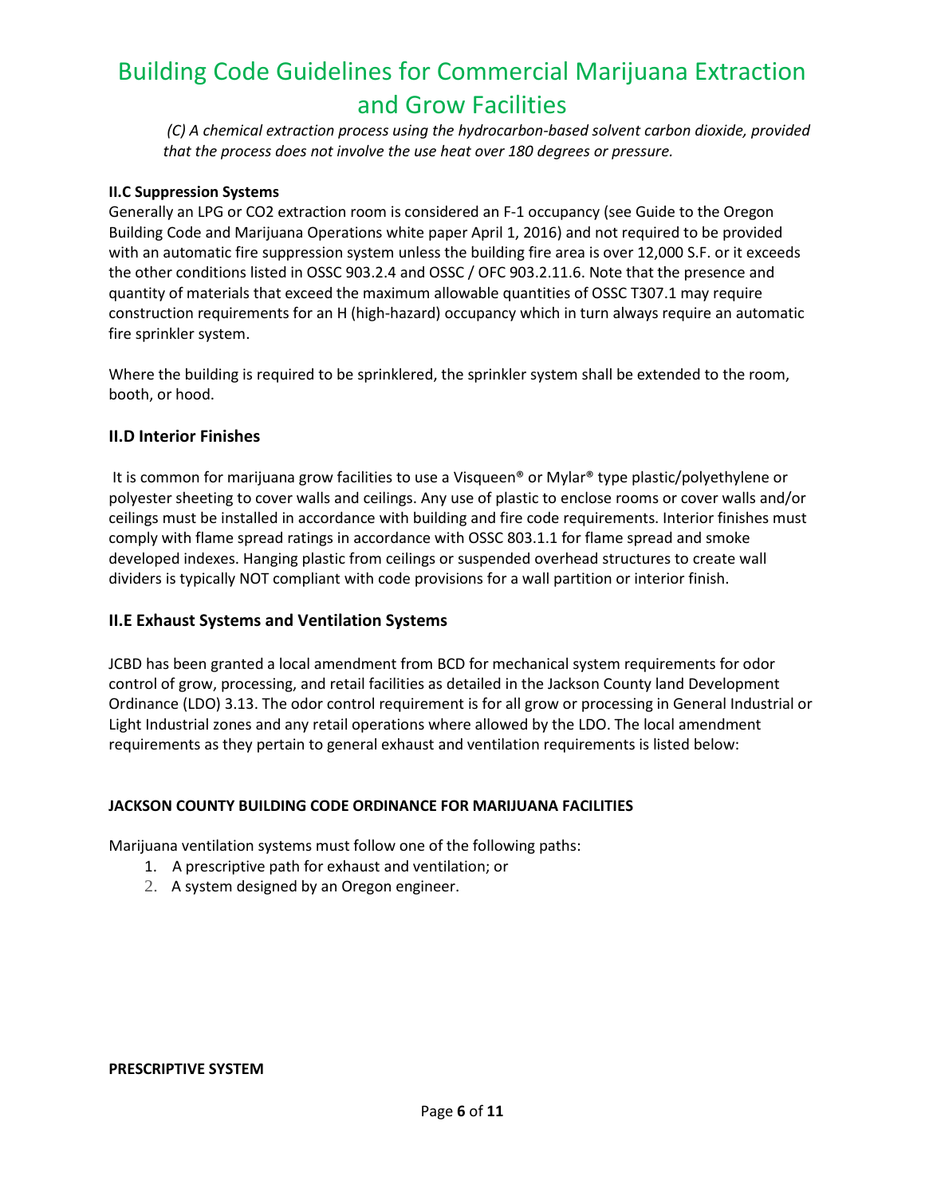*(C) A chemical extraction process using the hydrocarbon-based solvent carbon dioxide, provided that the process does not involve the use heat over 180 degrees or pressure.*

**II.C Suppression Systems**

Generally an LPG or CO2 extraction room is considered an F-1 occupancy (see Guide to the Oregon Building Code and Marijuana Operations white paper April 1, 2016) and not required to be provided with an automatic fire suppression system unless the building fire area is over 12,000 S.F. or it exceeds the other conditions listed in OSSC 903.2.4 and OSSC / OFC 903.2.11.6. Note that the presence and quantity of materials that exceed the maximum allowable quantities of OSSC T307.1 may require construction requirements for an H (high-hazard) occupancy which in turn always require an automatic fire sprinkler system.

Where the building is required to be sprinklered, the sprinkler system shall be extended to the room, booth, or hood.

## II.D Interior Finishes

It is common for marijuana grow facilities to use a Visqueen® or Mylar® type plastic/polyethylene or polyester sheeting to cover walls and ceilings. Any use of plastic to enclose rooms or cover walls and/or ceilings must be installed in accordance with building and fire code requirements. Interior finishes must comply with flame spread ratings in accordance with OSSC 803.1.1 for flame spread and smoke developed indexes. Hanging plastic from ceilings or suspended overhead structures to create wall dividers is typically NOT compliant with code provisions for a wall partition or interior finish.

## II.E Exhaust Systems and Ventilation Systems

JCBD has been granted a local amendment from BCD for mechanical system requirements for odor control of grow, processing, and retail facilities as detailed in the Jackson County land Development Ordinance (LDO) 3.13. The odor control requirement is for all grow or processing in General Industrial or Light Industrial zones and any retail operations where allowed by the LDO. The local amendment requirements as they pertain to general exhaust and ventilation requirements is listed below:

**JACKSON COUNTY BUILDING CODE ORDINANCE FOR MARIJUANA FACILITIES**

Marijuana ventilation systems must follow one of the following paths:

1. A prescriptive path for exhaust and ventilation; or
2. A system designed by an Oregon engineer.

**PRESCRIPTIVE SYSTEM**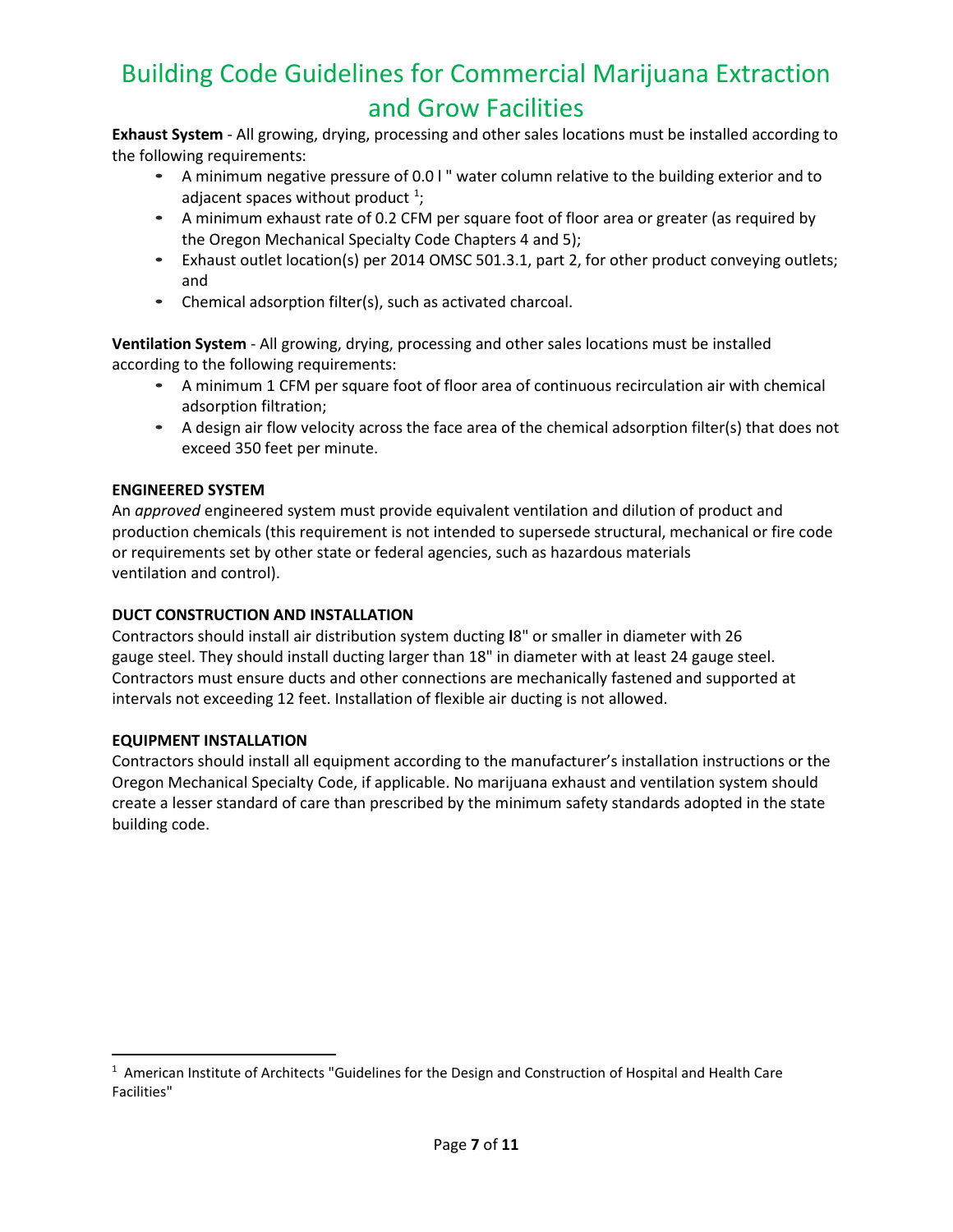# Building Code Guidelines for Commercial Marijuana Extraction and Grow Facilities

**Exhaust System** - All growing, drying, processing and other sales locations must be installed according to the following requirements:

- A minimum negative pressure of 0.0 l " water column relative to the building exterior and to adjacent spaces without product [1];
- A minimum exhaust rate of 0.2 CFM per square foot of floor area or greater (as required by the Oregon Mechanical Specialty Code Chapters 4 and 5);
- Exhaust outlet location(s) per 2014 OMSC 501.3.1, part 2, for other product conveying outlets; and
- Chemical adsorption filter(s), such as activated charcoal.

**Ventilation System** - All growing, drying, processing and other sales locations must be installed according to the following requirements:

- A minimum 1 CFM per square foot of floor area of continuous recirculation air with chemical adsorption filtration;
- A design air flow velocity across the face area of the chemical adsorption filter(s) that does not exceed 350 feet per minute.

**ENGINEERED SYSTEM**

An *approved* engineered system must provide equivalent ventilation and dilution of product and production chemicals (this requirement is not intended to supersede structural, mechanical or fire code or requirements set by other state or federal agencies, such as hazardous materials ventilation and control).

**DUCT CONSTRUCTION AND INSTALLATION**

Contractors should install air distribution system ducting l8" or smaller in diameter with 26 gauge steel. They should install ducting larger than 18" in diameter with at least 24 gauge steel. Contractors must ensure ducts and other connections are mechanically fastened and supported at intervals not exceeding 12 feet. Installation of flexible air ducting is not allowed.

**EQUIPMENT INSTALLATION**

Contractors should install all equipment according to the manufacturer's installation instructions or the Oregon Mechanical Specialty Code, if applicable. No marijuana exhaust and ventilation system should create a lesser standard of care than prescribed by the minimum safety standards adopted in the state building code.

---

[1] American Institute of Architects "Guidelines for the Design and Construction of Hospital and Health Care Facilities"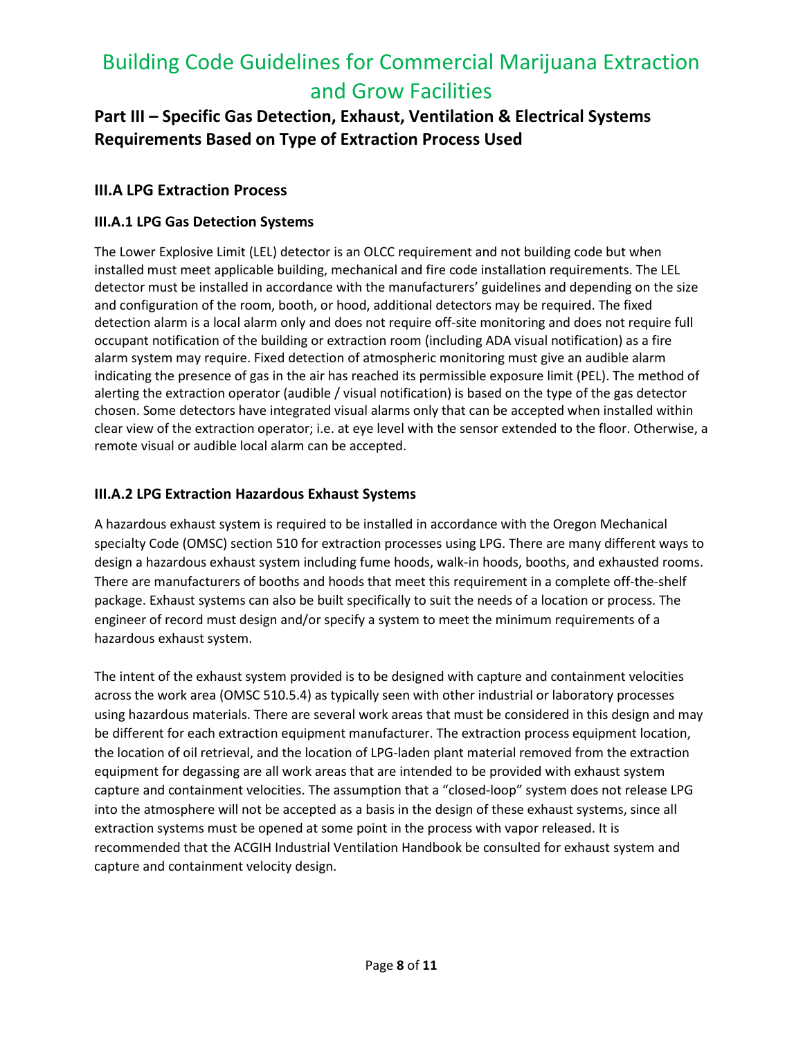# Building Code Guidelines for Commercial Marijuana Extraction and Grow Facilities

## Part III – Specific Gas Detection, Exhaust, Ventilation & Electrical Systems Requirements Based on Type of Extraction Process Used

### III.A LPG Extraction Process

#### III.A.1 LPG Gas Detection Systems

The Lower Explosive Limit (LEL) detector is an OLCC requirement and not building code but when installed must meet applicable building, mechanical and fire code installation requirements. The LEL detector must be installed in accordance with the manufacturers' guidelines and depending on the size and configuration of the room, booth, or hood, additional detectors may be required. The fixed detection alarm is a local alarm only and does not require off-site monitoring and does not require full occupant notification of the building or extraction room (including ADA visual notification) as a fire alarm system may require. Fixed detection of atmospheric monitoring must give an audible alarm indicating the presence of gas in the air has reached its permissible exposure limit (PEL). The method of alerting the extraction operator (audible / visual notification) is based on the type of the gas detector chosen. Some detectors have integrated visual alarms only that can be accepted when installed within clear view of the extraction operator; i.e. at eye level with the sensor extended to the floor. Otherwise, a remote visual or audible local alarm can be accepted.

#### III.A.2 LPG Extraction Hazardous Exhaust Systems

A hazardous exhaust system is required to be installed in accordance with the Oregon Mechanical specialty Code (OMSC) section 510 for extraction processes using LPG. There are many different ways to design a hazardous exhaust system including fume hoods, walk-in hoods, booths, and exhausted rooms. There are manufacturers of booths and hoods that meet this requirement in a complete off-the-shelf package. Exhaust systems can also be built specifically to suit the needs of a location or process. The engineer of record must design and/or specify a system to meet the minimum requirements of a hazardous exhaust system.

The intent of the exhaust system provided is to be designed with capture and containment velocities across the work area (OMSC 510.5.4) as typically seen with other industrial or laboratory processes using hazardous materials. There are several work areas that must be considered in this design and may be different for each extraction equipment manufacturer. The extraction process equipment location, the location of oil retrieval, and the location of LPG-laden plant material removed from the extraction equipment for degassing are all work areas that are intended to be provided with exhaust system capture and containment velocities. The assumption that a "closed-loop" system does not release LPG into the atmosphere will not be accepted as a basis in the design of these exhaust systems, since all extraction systems must be opened at some point in the process with vapor released. It is recommended that the ACGIH Industrial Ventilation Handbook be consulted for exhaust system and capture and containment velocity design.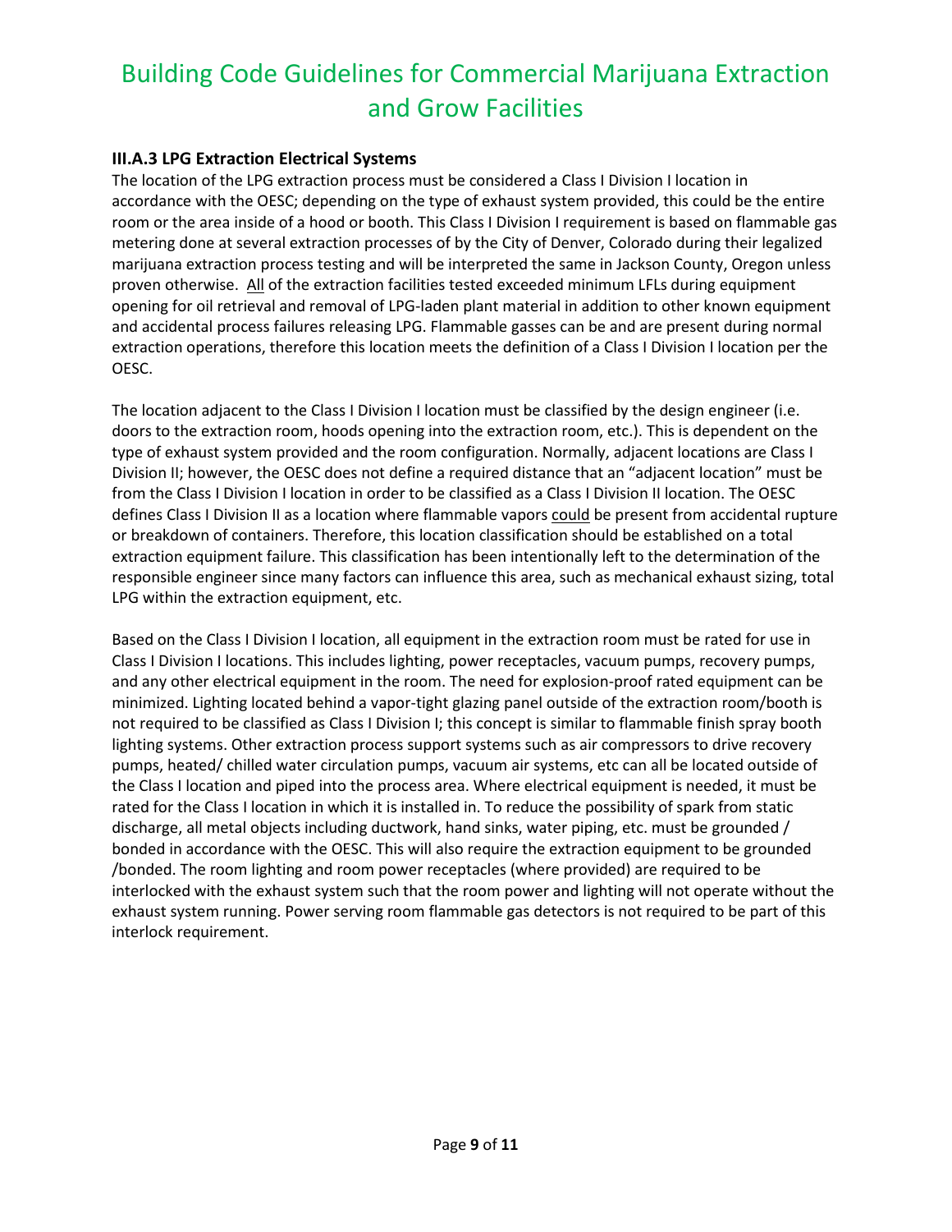# Building Code Guidelines for Commercial Marijuana Extraction and Grow Facilities

### III.A.3 LPG Extraction Electrical Systems

The location of the LPG extraction process must be considered a Class I Division I location in accordance with the OESC; depending on the type of exhaust system provided, this could be the entire room or the area inside of a hood or booth. This Class I Division I requirement is based on flammable gas metering done at several extraction processes of by the City of Denver, Colorado during their legalized marijuana extraction process testing and will be interpreted the same in Jackson County, Oregon unless proven otherwise. All of the extraction facilities tested exceeded minimum LFLs during equipment opening for oil retrieval and removal of LPG-laden plant material in addition to other known equipment and accidental process failures releasing LPG. Flammable gasses can be and are present during normal extraction operations, therefore this location meets the definition of a Class I Division I location per the OESC.

The location adjacent to the Class I Division I location must be classified by the design engineer (i.e. doors to the extraction room, hoods opening into the extraction room, etc.). This is dependent on the type of exhaust system provided and the room configuration. Normally, adjacent locations are Class I Division II; however, the OESC does not define a required distance that an "adjacent location" must be from the Class I Division I location in order to be classified as a Class I Division II location. The OESC defines Class I Division II as a location where flammable vapors could be present from accidental rupture or breakdown of containers. Therefore, this location classification should be established on a total extraction equipment failure. This classification has been intentionally left to the determination of the responsible engineer since many factors can influence this area, such as mechanical exhaust sizing, total LPG within the extraction equipment, etc.

Based on the Class I Division I location, all equipment in the extraction room must be rated for use in Class I Division I locations. This includes lighting, power receptacles, vacuum pumps, recovery pumps, and any other electrical equipment in the room. The need for explosion-proof rated equipment can be minimized. Lighting located behind a vapor-tight glazing panel outside of the extraction room/booth is not required to be classified as Class I Division I; this concept is similar to flammable finish spray booth lighting systems. Other extraction process support systems such as air compressors to drive recovery pumps, heated/ chilled water circulation pumps, vacuum air systems, etc can all be located outside of the Class I location and piped into the process area. Where electrical equipment is needed, it must be rated for the Class I location in which it is installed in. To reduce the possibility of spark from static discharge, all metal objects including ductwork, hand sinks, water piping, etc. must be grounded / bonded in accordance with the OESC. This will also require the extraction equipment to be grounded /bonded. The room lighting and room power receptacles (where provided) are required to be interlocked with the exhaust system such that the room power and lighting will not operate without the exhaust system running. Power serving room flammable gas detectors is not required to be part of this interlock requirement.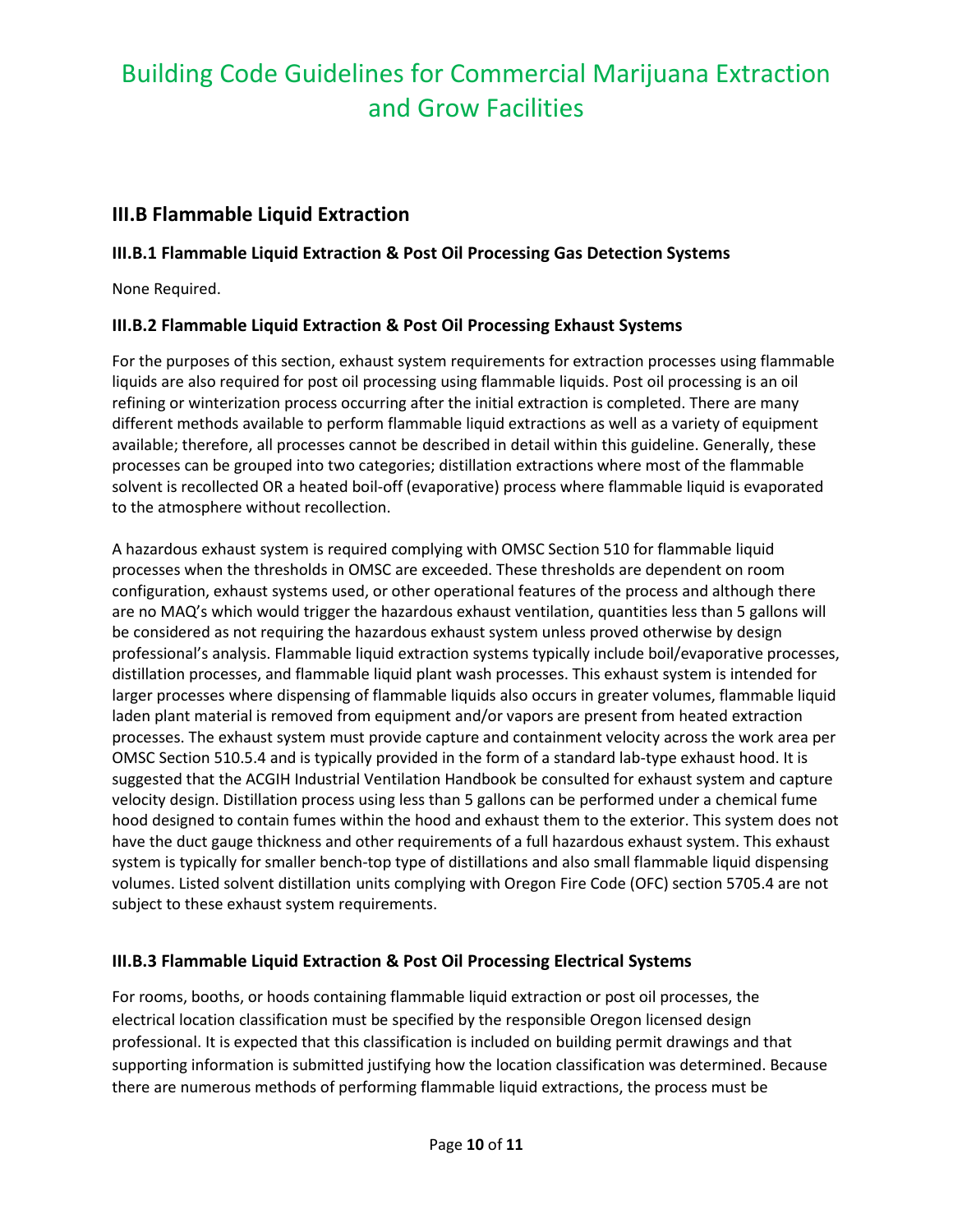## III.B Flammable Liquid Extraction

### III.B.1 Flammable Liquid Extraction & Post Oil Processing Gas Detection Systems

None Required.

### III.B.2 Flammable Liquid Extraction & Post Oil Processing Exhaust Systems

For the purposes of this section, exhaust system requirements for extraction processes using flammable liquids are also required for post oil processing using flammable liquids. Post oil processing is an oil refining or winterization process occurring after the initial extraction is completed. There are many different methods available to perform flammable liquid extractions as well as a variety of equipment available; therefore, all processes cannot be described in detail within this guideline. Generally, these processes can be grouped into two categories; distillation extractions where most of the flammable solvent is recollected OR a heated boil-off (evaporative) process where flammable liquid is evaporated to the atmosphere without recollection.

A hazardous exhaust system is required complying with OMSC Section 510 for flammable liquid processes when the thresholds in OMSC are exceeded. These thresholds are dependent on room configuration, exhaust systems used, or other operational features of the process and although there are no MAQ's which would trigger the hazardous exhaust ventilation, quantities less than 5 gallons will be considered as not requiring the hazardous exhaust system unless proved otherwise by design professional's analysis. Flammable liquid extraction systems typically include boil/evaporative processes, distillation processes, and flammable liquid plant wash processes. This exhaust system is intended for larger processes where dispensing of flammable liquids also occurs in greater volumes, flammable liquid laden plant material is removed from equipment and/or vapors are present from heated extraction processes. The exhaust system must provide capture and containment velocity across the work area per OMSC Section 510.5.4 and is typically provided in the form of a standard lab-type exhaust hood. It is suggested that the ACGIH Industrial Ventilation Handbook be consulted for exhaust system and capture velocity design. Distillation process using less than 5 gallons can be performed under a chemical fume hood designed to contain fumes within the hood and exhaust them to the exterior. This system does not have the duct gauge thickness and other requirements of a full hazardous exhaust system. This exhaust system is typically for smaller bench-top type of distillations and also small flammable liquid dispensing volumes. Listed solvent distillation units complying with Oregon Fire Code (OFC) section 5705.4 are not subject to these exhaust system requirements.

### III.B.3 Flammable Liquid Extraction & Post Oil Processing Electrical Systems

For rooms, booths, or hoods containing flammable liquid extraction or post oil processes, the electrical location classification must be specified by the responsible Oregon licensed design professional. It is expected that this classification is included on building permit drawings and that supporting information is submitted justifying how the location classification was determined. Because there are numerous methods of performing flammable liquid extractions, the process must be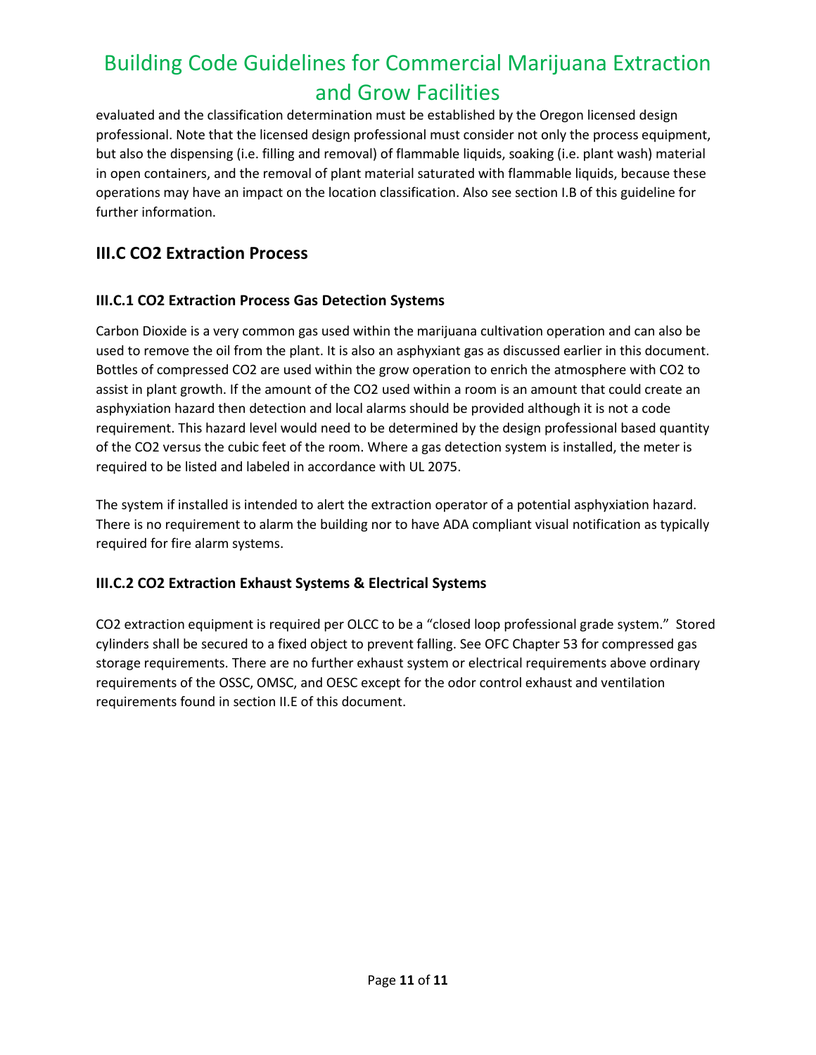evaluated and the classification determination must be established by the Oregon licensed design professional. Note that the licensed design professional must consider not only the process equipment, but also the dispensing (i.e. filling and removal) of flammable liquids, soaking (i.e. plant wash) material in open containers, and the removal of plant material saturated with flammable liquids, because these operations may have an impact on the location classification. Also see section I.B of this guideline for further information.

## III.C CO2 Extraction Process

### III.C.1 CO2 Extraction Process Gas Detection Systems

Carbon Dioxide is a very common gas used within the marijuana cultivation operation and can also be used to remove the oil from the plant. It is also an asphyxiant gas as discussed earlier in this document. Bottles of compressed CO2 are used within the grow operation to enrich the atmosphere with CO2 to assist in plant growth. If the amount of the CO2 used within a room is an amount that could create an asphyxiation hazard then detection and local alarms should be provided although it is not a code requirement. This hazard level would need to be determined by the design professional based quantity of the CO2 versus the cubic feet of the room. Where a gas detection system is installed, the meter is required to be listed and labeled in accordance with UL 2075.

The system if installed is intended to alert the extraction operator of a potential asphyxiation hazard. There is no requirement to alarm the building nor to have ADA compliant visual notification as typically required for fire alarm systems.

### III.C.2 CO2 Extraction Exhaust Systems & Electrical Systems

CO2 extraction equipment is required per OLCC to be a "closed loop professional grade system." Stored cylinders shall be secured to a fixed object to prevent falling. See OFC Chapter 53 for compressed gas storage requirements. There are no further exhaust system or electrical requirements above ordinary requirements of the OSSC, OMSC, and OESC except for the odor control exhaust and ventilation requirements found in section II.E of this document.